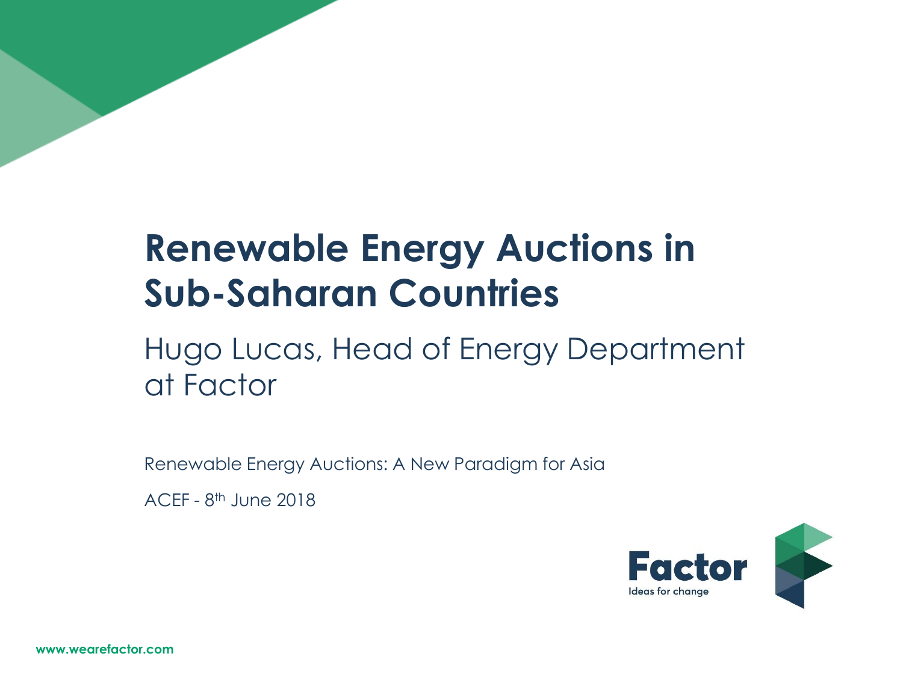# Renewable Energy Auctions in Sub-Saharan Countries

## Hugo Lucas, Head of Energy Department at Factor

Renewable Energy Auctions: A New Paradigm for Asia

ACEF - 8th June 2018

Factor
Ideas for change

www.wearefactor.com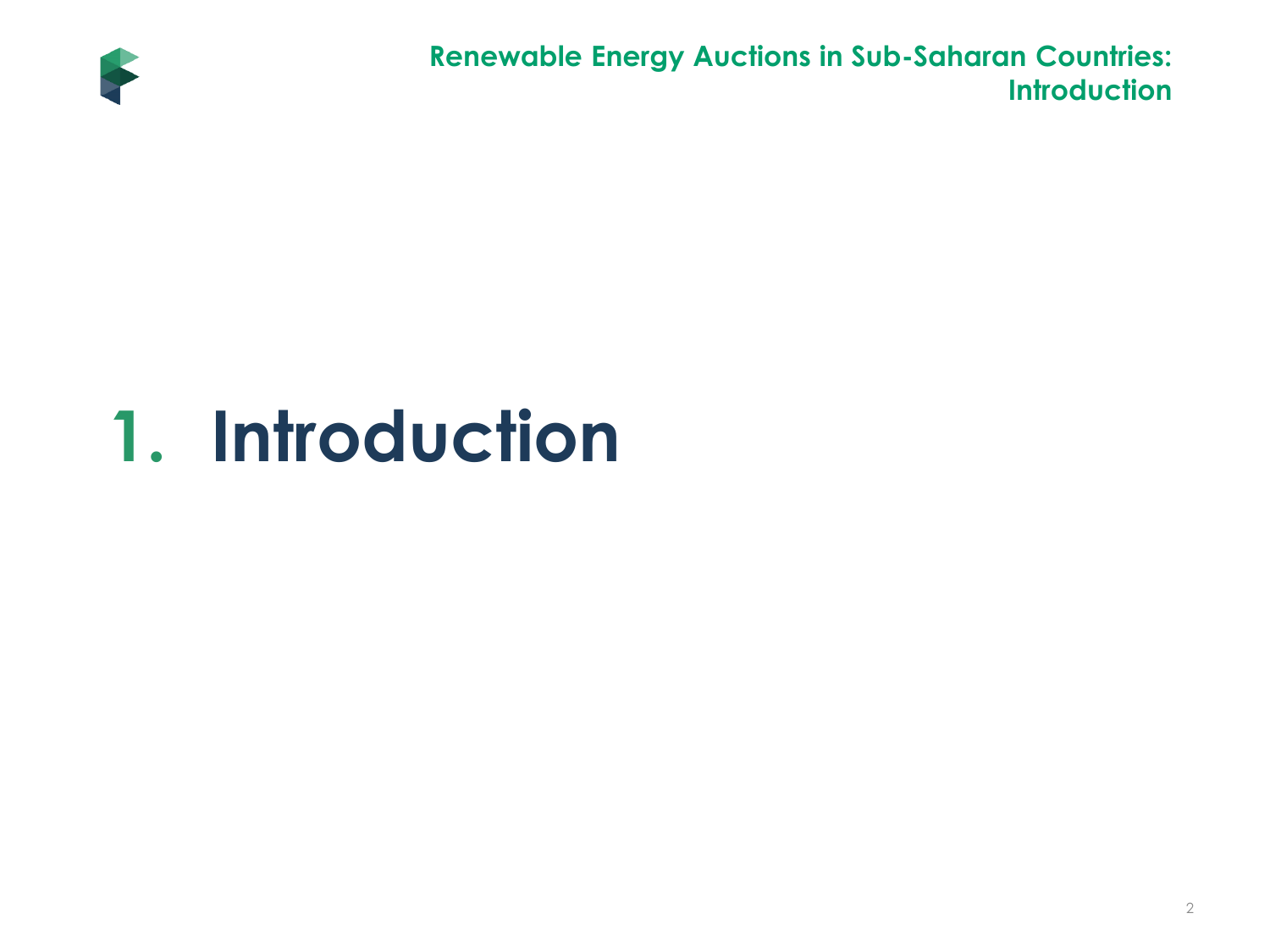# 1. Introduction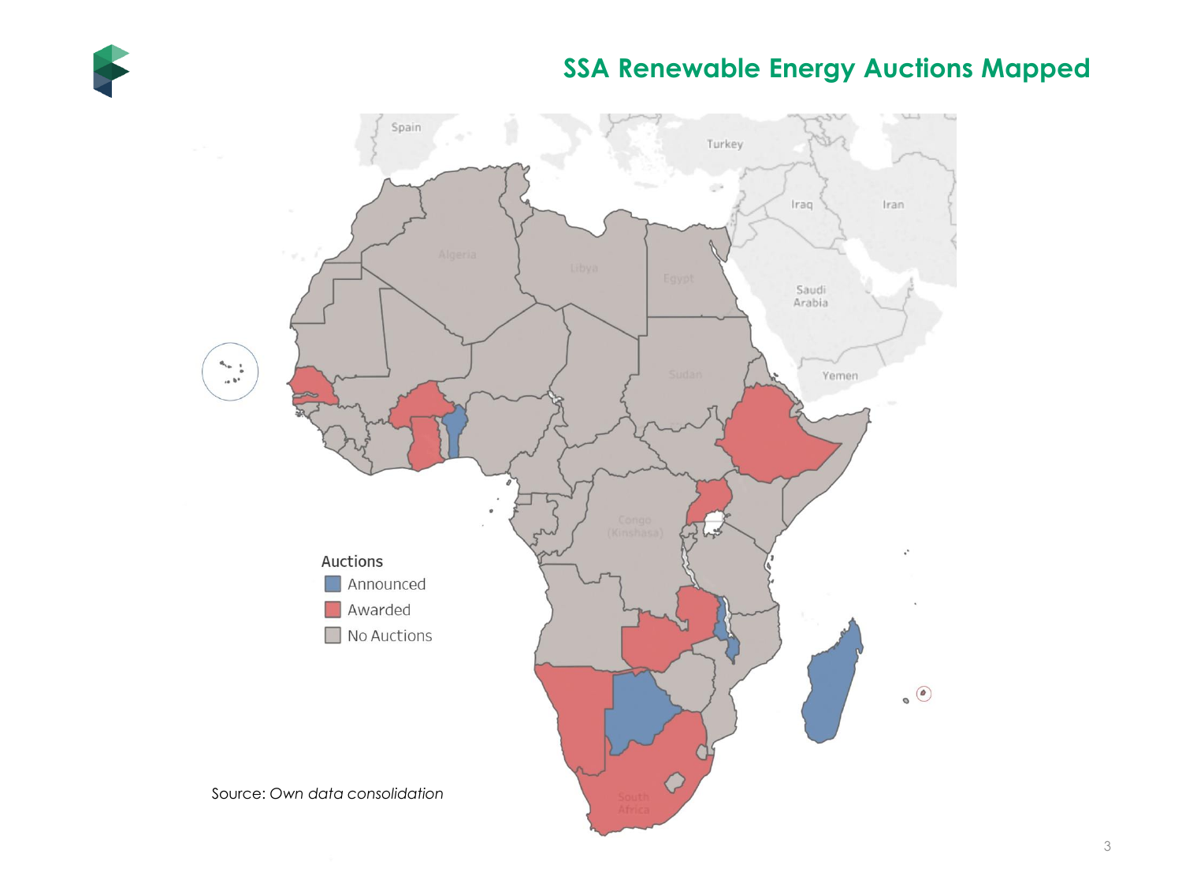# SSA Renewable Energy Auctions Mapped

Auctions
- Announced
- Awarded
- No Auctions

Source: *Own data consolidation*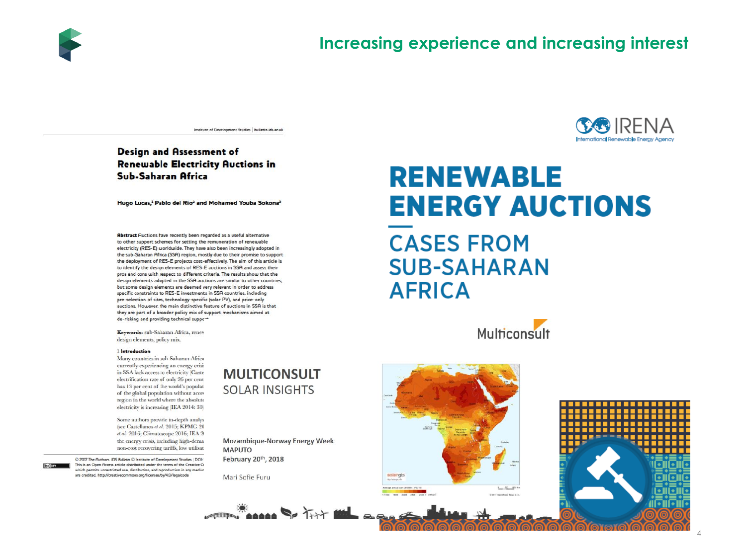## Increasing experience and increasing interest

Institute of Development Studies | bulletin.ids.ac.uk

### Design and Assessment of Renewable Electricity Auctions in Sub-Saharan Africa

Hugo Lucas,[1] Pablo del Río[2] and Mohamed Youba Sokona[3]

**Abstract** Auctions have recently been regarded as a useful alternative to other support schemes for setting the remuneration of renewable electricity (RES-E) worldwide. They have also been increasingly adopted in the sub-Saharan Africa (SSA) region, mostly due to their promise to support the deployment of RES-E projects cost-effectively. The aim of this article is to identify the design elements of RES-E auctions in SSA and assess their pros and cons with respect to different criteria. The results show that the design elements adopted in the SSA auctions are similar to other countries, but some design elements are deemed very relevant in order to address specific constraints to RES-E investments in SSA countries, including pre-selection of sites, technology-specific (solar PV), and price-only auctions. However, the main distinctive feature of auctions in SSA is that they are part of a broader policy mix of support mechanisms aimed at de-risking and providing technical suppo

**Keywords:** sub-Saharan Africa, renew design elements, policy mix.

1 **Introduction**

Many countries in sub-Saharan Africa currently experiencing an energy crisi in SSA lack access to electricity (Caste electrification rate of only 26 per cent has 13 per cent of the world's populat of the global population without acce region in the world where the absolut electricity is increasing (IEA 2014: 30)

Some authors provide in-depth analys (see Castellanos *et al.* 2015; KPMG 20 *et al.* 2016; Climatescope 2016; IEA 2 the energy crisis, including high-dema non-cost recovering tariffs, low utilisat

© 2017 The Authors. IDS Bulletin © Institute of Development Studies | DOI: This is an Open Access article distributed under the terms of the Creative C which permits unrestricted use, distribution, and reproduction in any mediu are credited. http://creativecommons.org/licenses/by/4.0/legalcode

**MULTICONSULT**
SOLAR INSIGHTS

Mozambique-Norway Energy Week
MAPUTO
February 20th, 2018

Mari Sofie Furu

IRENA
International Renewable Energy Agency

# RENEWABLE ENERGY AUCTIONS

## CASES FROM SUB-SAHARAN AFRICA

Multiconsult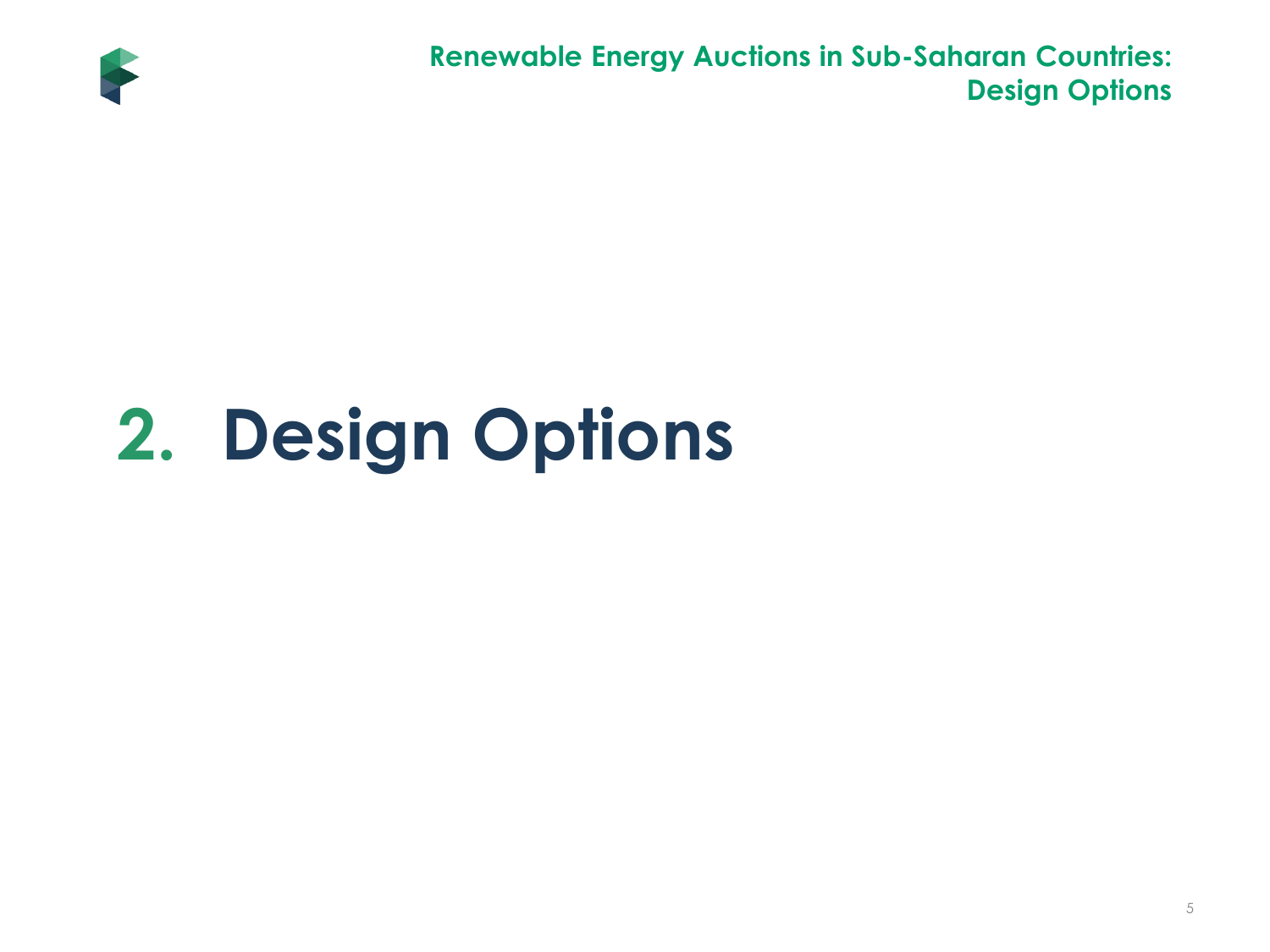# 2. Design Options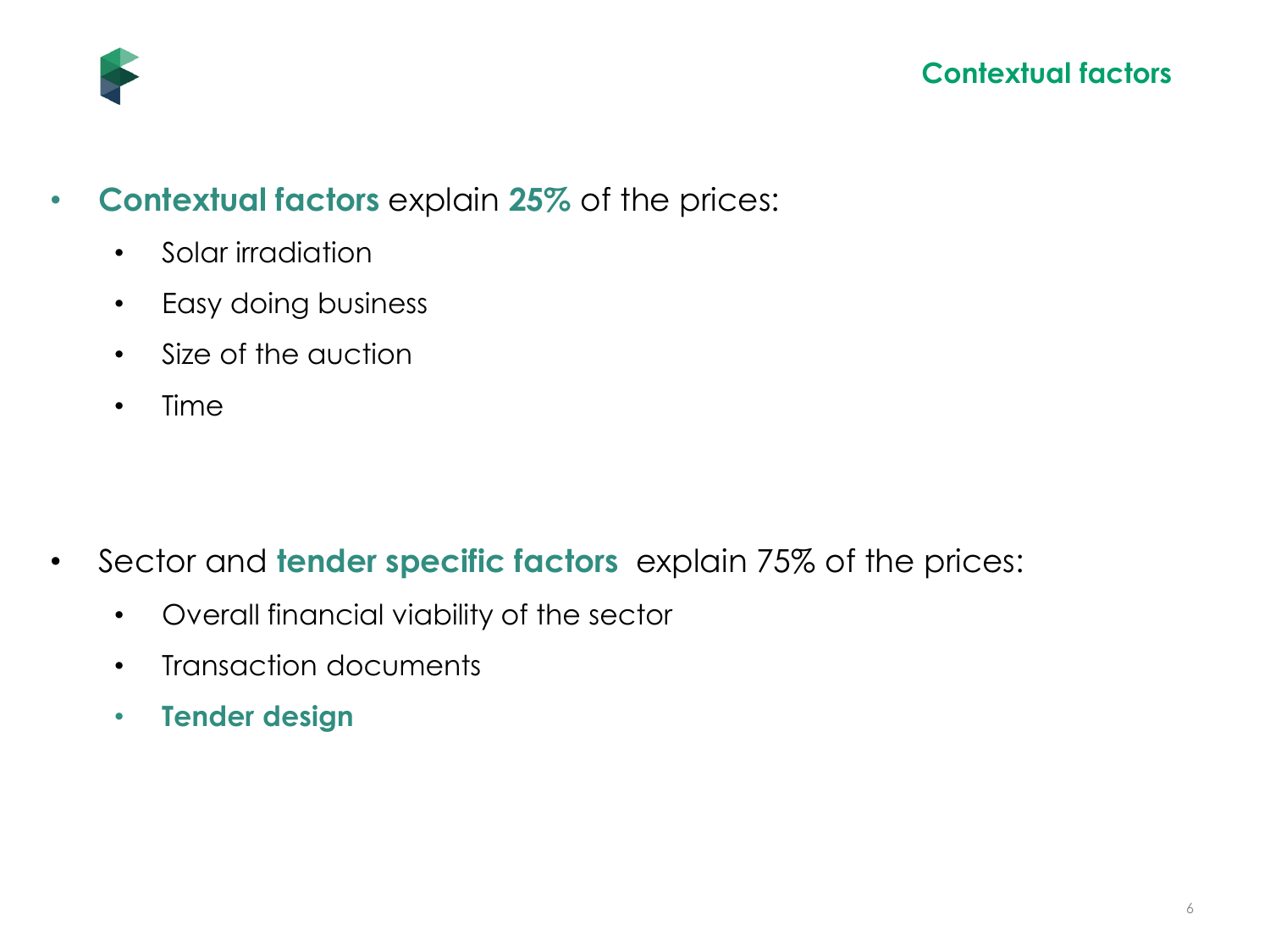## Contextual factors

- **Contextual factors** explain **25%** of the prices:
  - Solar irradiation
  - Easy doing business
  - Size of the auction
  - Time

- Sector and **tender specific factors** explain 75% of the prices:
  - Overall financial viability of the sector
  - Transaction documents
  - **Tender design**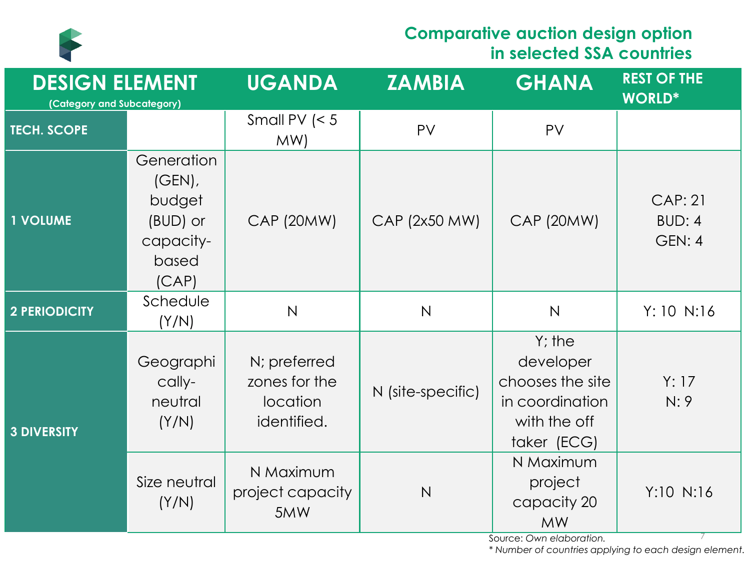## Comparative auction design option in selected SSA countries

| DESIGN ELEMENT (Category and Subcategory) | | UGANDA | ZAMBIA | GHANA | REST OF THE WORLD* |
|---|---|---|---|---|---|
| TECH. SCOPE | | Small PV (< 5 MW) | PV | PV | |
| 1 VOLUME | Generation (GEN), budget (BUD) or capacity-based (CAP) | CAP (20MW) | CAP (2x50 MW) | CAP (20MW) | CAP: 21 BUD: 4 GEN: 4 |
| 2 PERIODICITY | Schedule (Y/N) | N | N | N | Y: 10 N:16 |
| 3 DIVERSITY | Geographically-neutral (Y/N) | N; preferred zones for the location identified. | N (site-specific) | Y; the developer chooses the site in coordination with the off taker (ECG) | Y: 17 N: 9 |
| | Size neutral (Y/N) | N Maximum project capacity 5MW | N | N Maximum project capacity 20 MW | Y:10 N:16 |

Source: *Own elaboration.*

*\* Number of countries applying to each design element.*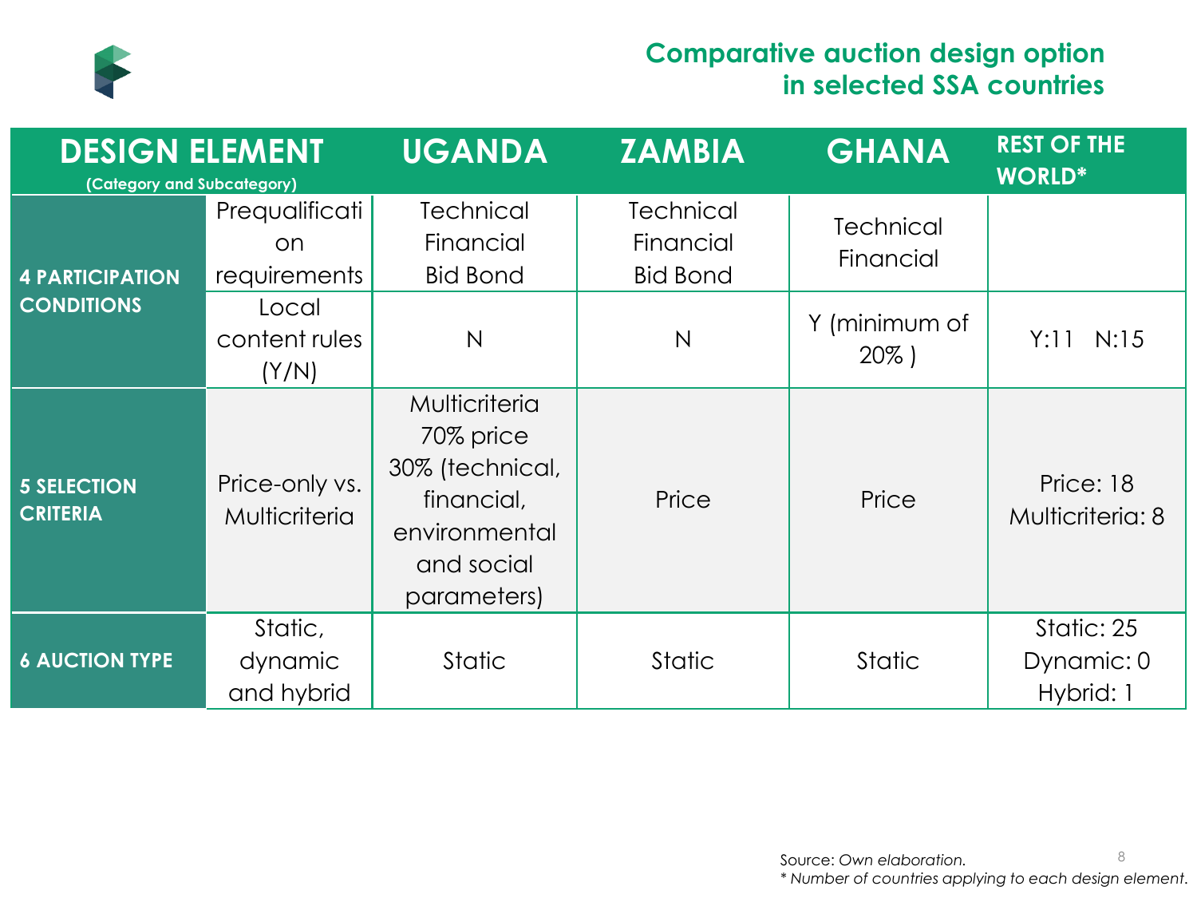## Comparative auction design option in selected SSA countries

| DESIGN ELEMENT (Category and Subcategory) | | UGANDA | ZAMBIA | GHANA | REST OF THE WORLD* |
|---|---|---|---|---|---|
| 4 PARTICIPATION CONDITIONS | Prequalification requirements | Technical Financial Bid Bond | Technical Financial Bid Bond | Technical Financial | |
| | Local content rules (Y/N) | N | N | Y (minimum of 20% ) | Y:11 N:15 |
| 5 SELECTION CRITERIA | Price-only vs. Multicriteria | Multicriteria 70% price 30% (technical, financial, environmental and social parameters) | Price | Price | Price: 18 Multicriteria: 8 |
| 6 AUCTION TYPE | Static, dynamic and hybrid | Static | Static | Static | Static: 25 Dynamic: 0 Hybrid: 1 |

Source: *Own elaboration.*

*\* Number of countries applying to each design element.*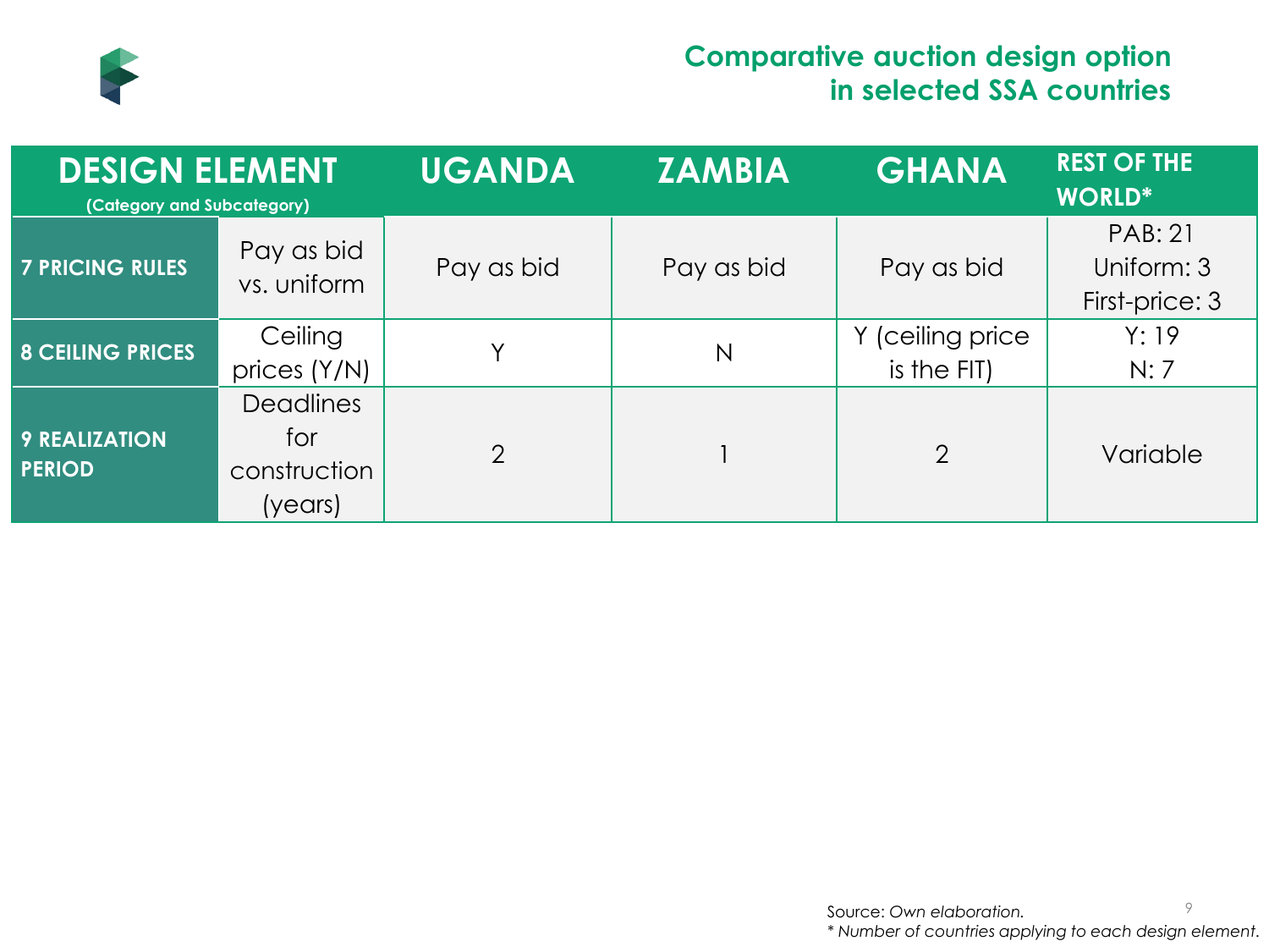# Comparative auction design option in selected SSA countries

| DESIGN ELEMENT (Category and Subcategory) | | UGANDA | ZAMBIA | GHANA | REST OF THE WORLD* |
|---|---|---|---|---|---|
| 7 PRICING RULES | Pay as bid vs. uniform | Pay as bid | Pay as bid | Pay as bid | PAB: 21<br>Uniform: 3<br>First-price: 3 |
| 8 CEILING PRICES | Ceiling prices (Y/N) | Y | N | Y (ceiling price is the FIT) | Y: 19<br>N: 7 |
| 9 REALIZATION PERIOD | Deadlines for construction (years) | 2 | 1 | 2 | Variable |

Source: *Own elaboration.*

*\* Number of countries applying to each design element.*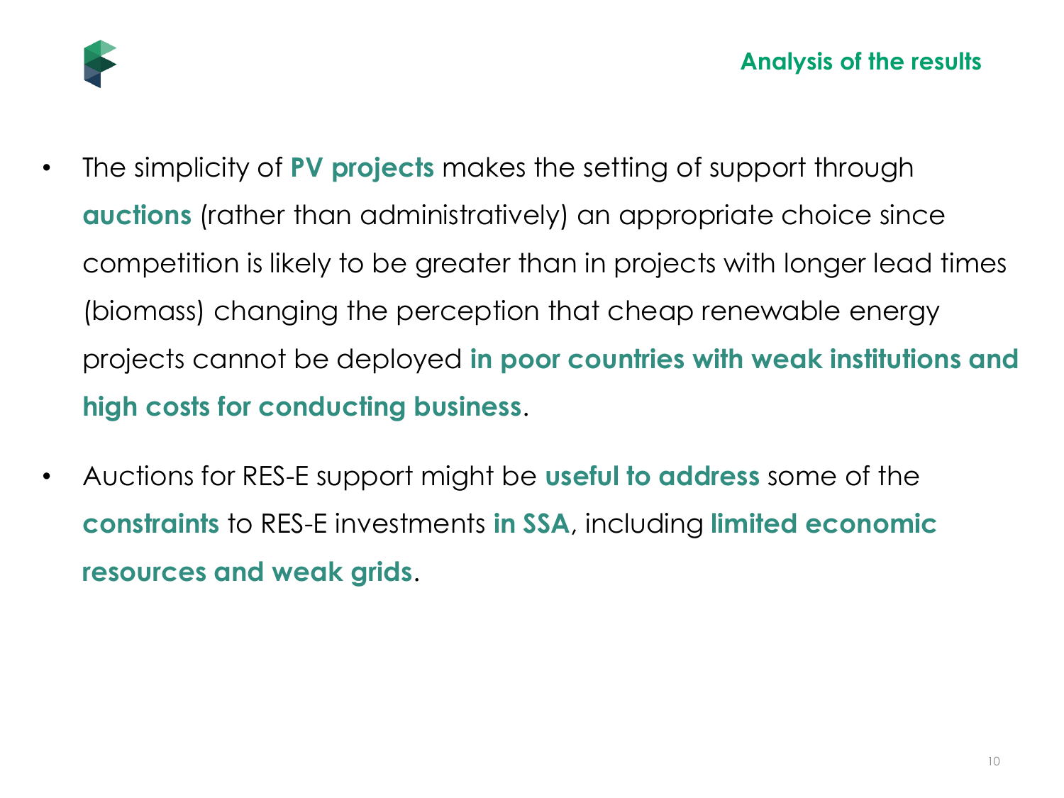## Analysis of the results

- The simplicity of **PV projects** makes the setting of support through **auctions** (rather than administratively) an appropriate choice since competition is likely to be greater than in projects with longer lead times (biomass) changing the perception that cheap renewable energy projects cannot be deployed **in poor countries with weak institutions and high costs for conducting business**.
- Auctions for RES-E support might be **useful to address** some of the **constraints** to RES-E investments **in SSA**, including **limited economic resources and weak grids**.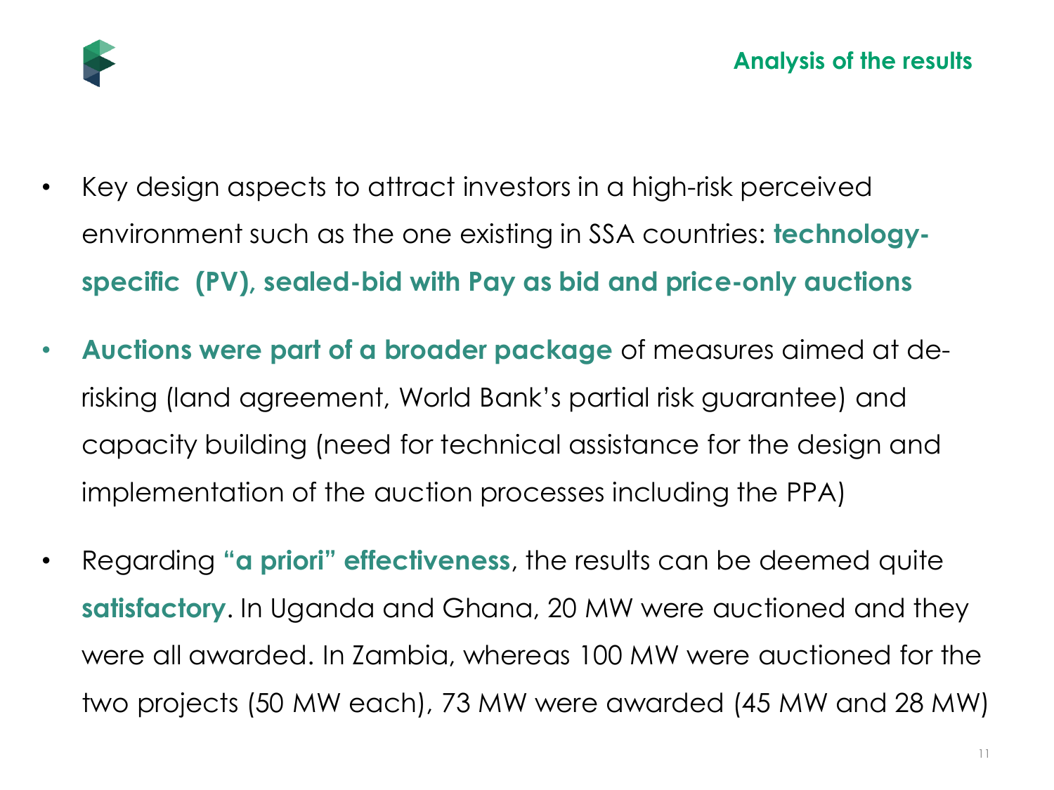## Analysis of the results

- Key design aspects to attract investors in a high-risk perceived environment such as the one existing in SSA countries: **technology-specific (PV), sealed-bid with Pay as bid and price-only auctions**
- **Auctions were part of a broader package** of measures aimed at de-risking (land agreement, World Bank's partial risk guarantee) and capacity building (need for technical assistance for the design and implementation of the auction processes including the PPA)
- Regarding **"a priori" effectiveness**, the results can be deemed quite **satisfactory**. In Uganda and Ghana, 20 MW were auctioned and they were all awarded. In Zambia, whereas 100 MW were auctioned for the two projects (50 MW each), 73 MW were awarded (45 MW and 28 MW)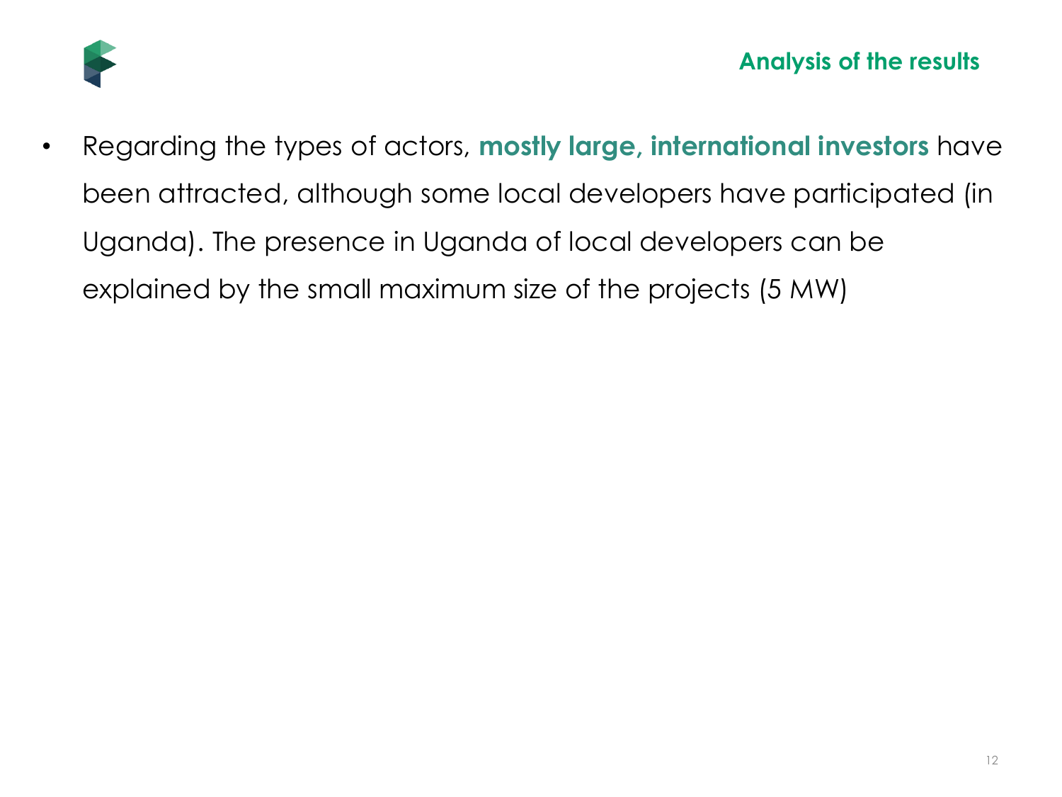## Analysis of the results

- Regarding the types of actors, **mostly large, international investors** have been attracted, although some local developers have participated (in Uganda). The presence in Uganda of local developers can be explained by the small maximum size of the projects (5 MW)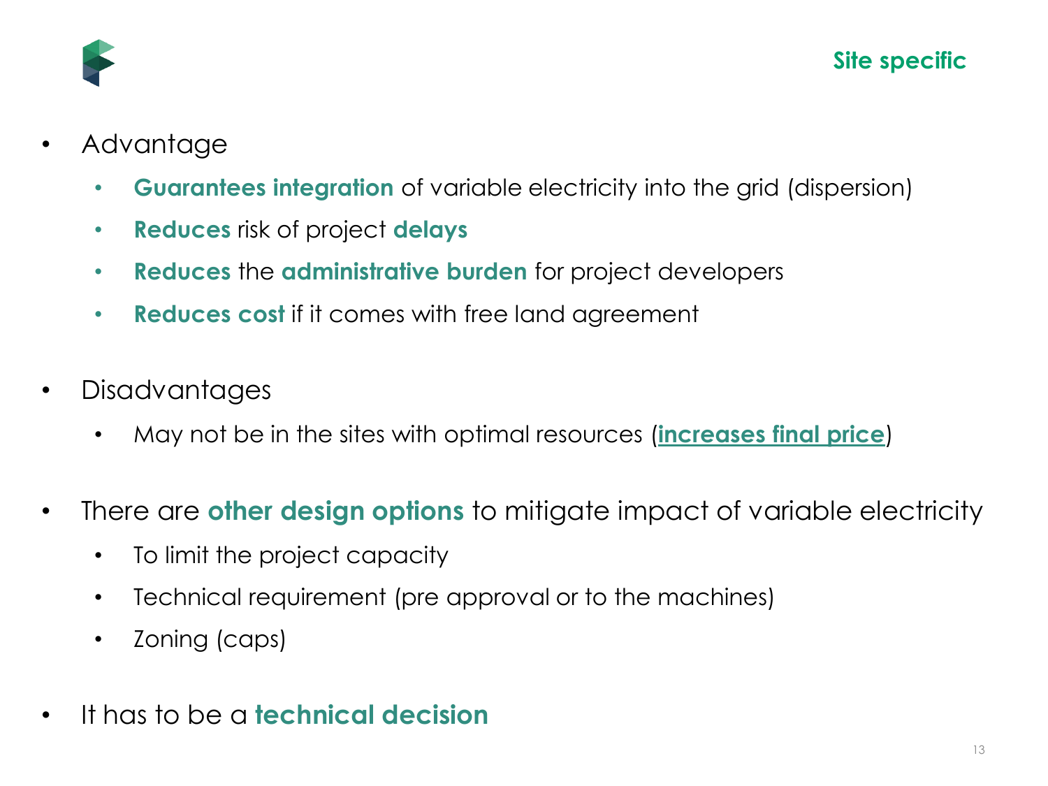## Site specific

- Advantage
  - **Guarantees integration** of variable electricity into the grid (dispersion)
  - **Reduces** risk of project **delays**
  - **Reduces** the **administrative burden** for project developers
  - **Reduces cost** if it comes with free land agreement
- Disadvantages
  - May not be in the sites with optimal resources (**increases final price**)
- There are **other design options** to mitigate impact of variable electricity
  - To limit the project capacity
  - Technical requirement (pre approval or to the machines)
  - Zoning (caps)
- It has to be a **technical decision**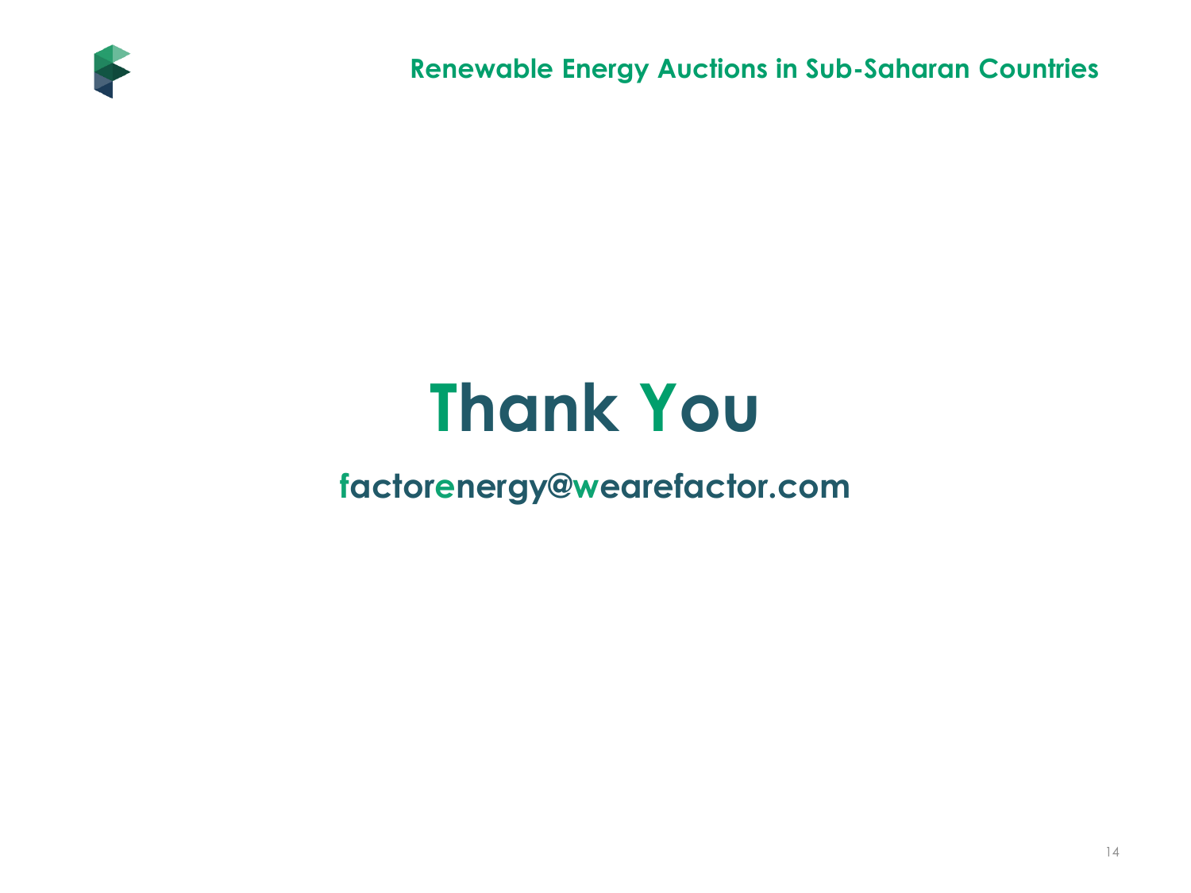# Thank You

**factorenergy@wearefactor.com**